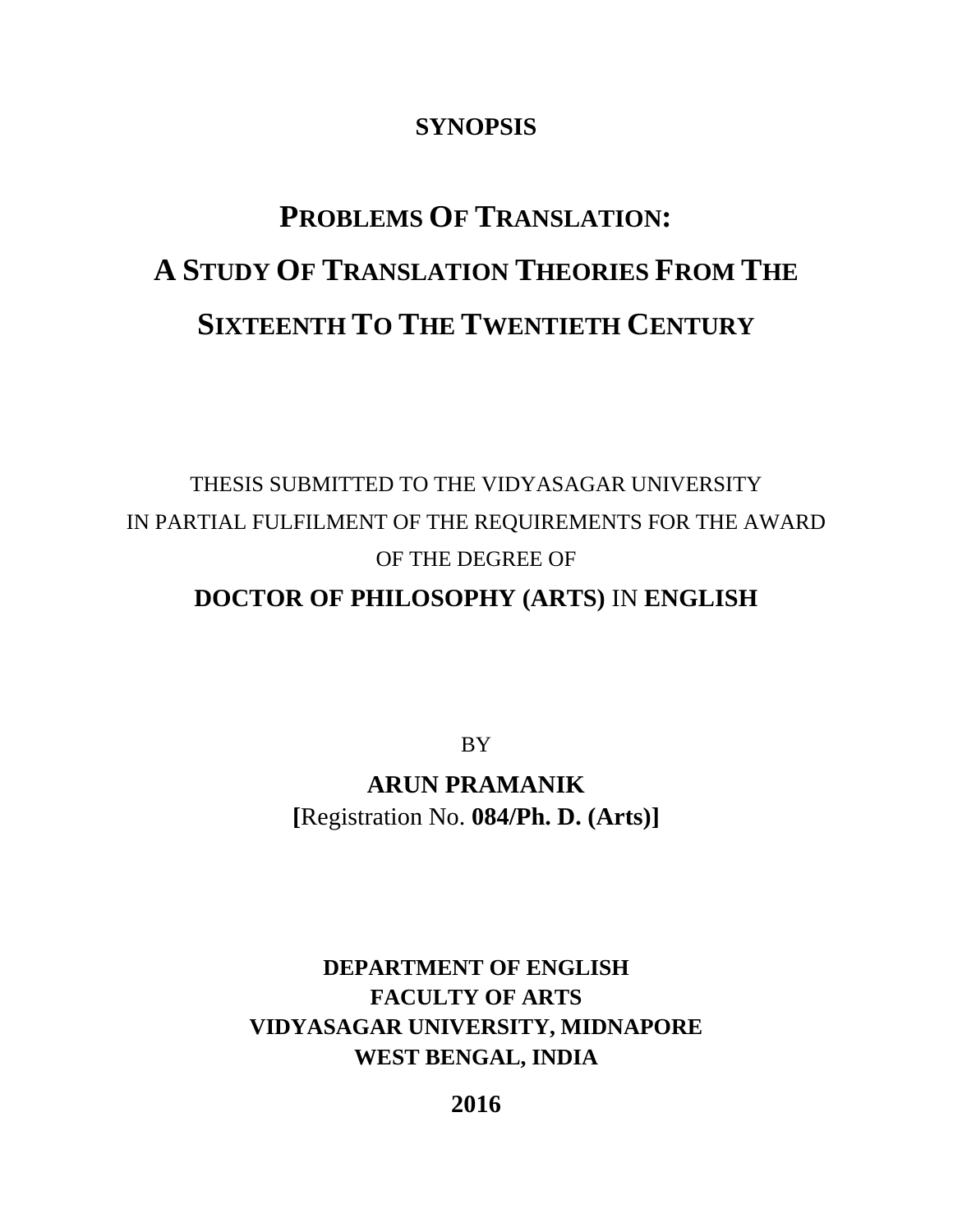**SYNOPSIS**

# PROBLEMS OF TRANSLATION: A STUDY OF TRANSLATION THEORIES FROM THE SIXTEENTH TO THE TWENTIETH CENTURY

THESIS SUBMITTED TO THE VIDYASAGAR UNIVERSITY
IN PARTIAL FULFILMENT OF THE REQUIREMENTS FOR THE AWARD
OF THE DEGREE OF

**DOCTOR OF PHILOSOPHY (ARTS)** IN **ENGLISH**

BY

**ARUN PRAMANIK**
**[**Registration No. **084/Ph. D. (Arts)]**

**DEPARTMENT OF ENGLISH**
**FACULTY OF ARTS**
**VIDYASAGAR UNIVERSITY, MIDNAPORE**
**WEST BENGAL, INDIA**

**2016**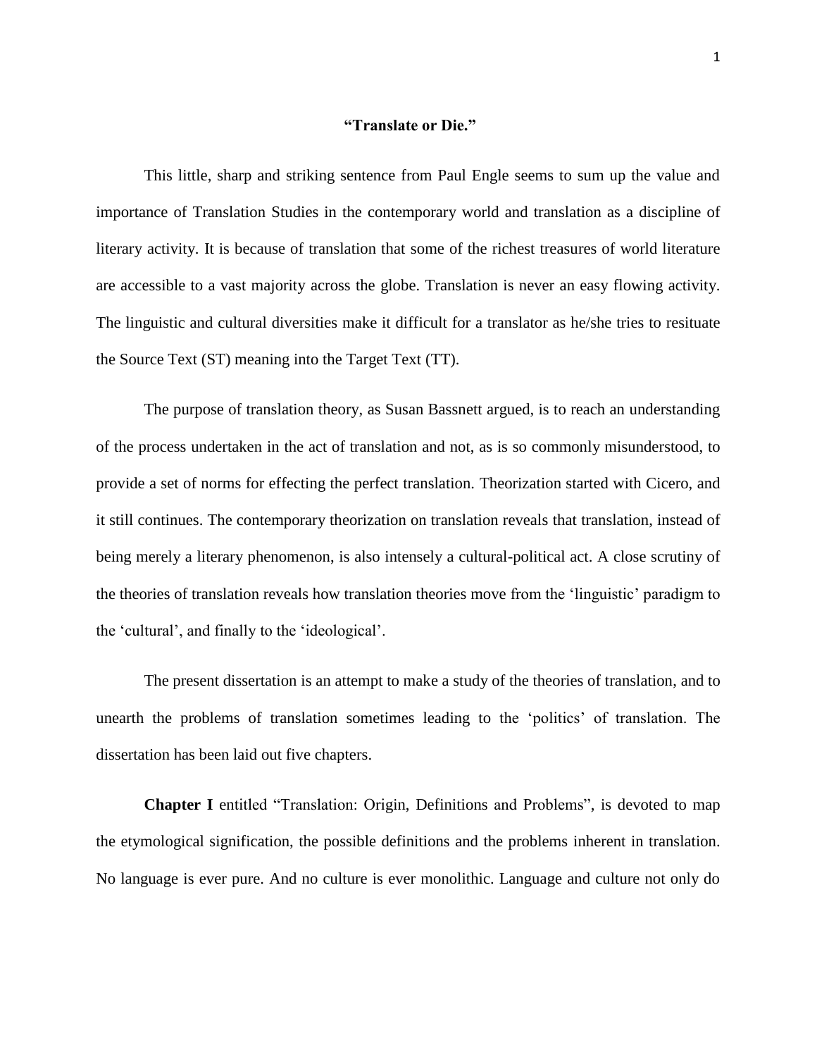**"Translate or Die."**

This little, sharp and striking sentence from Paul Engle seems to sum up the value and importance of Translation Studies in the contemporary world and translation as a discipline of literary activity. It is because of translation that some of the richest treasures of world literature are accessible to a vast majority across the globe. Translation is never an easy flowing activity. The linguistic and cultural diversities make it difficult for a translator as he/she tries to resituate the Source Text (ST) meaning into the Target Text (TT).

The purpose of translation theory, as Susan Bassnett argued, is to reach an understanding of the process undertaken in the act of translation and not, as is so commonly misunderstood, to provide a set of norms for effecting the perfect translation. Theorization started with Cicero, and it still continues. The contemporary theorization on translation reveals that translation, instead of being merely a literary phenomenon, is also intensely a cultural-political act. A close scrutiny of the theories of translation reveals how translation theories move from the 'linguistic' paradigm to the 'cultural', and finally to the 'ideological'.

The present dissertation is an attempt to make a study of the theories of translation, and to unearth the problems of translation sometimes leading to the 'politics' of translation. The dissertation has been laid out five chapters.

**Chapter I** entitled "Translation: Origin, Definitions and Problems", is devoted to map the etymological signification, the possible definitions and the problems inherent in translation. No language is ever pure. And no culture is ever monolithic. Language and culture not only do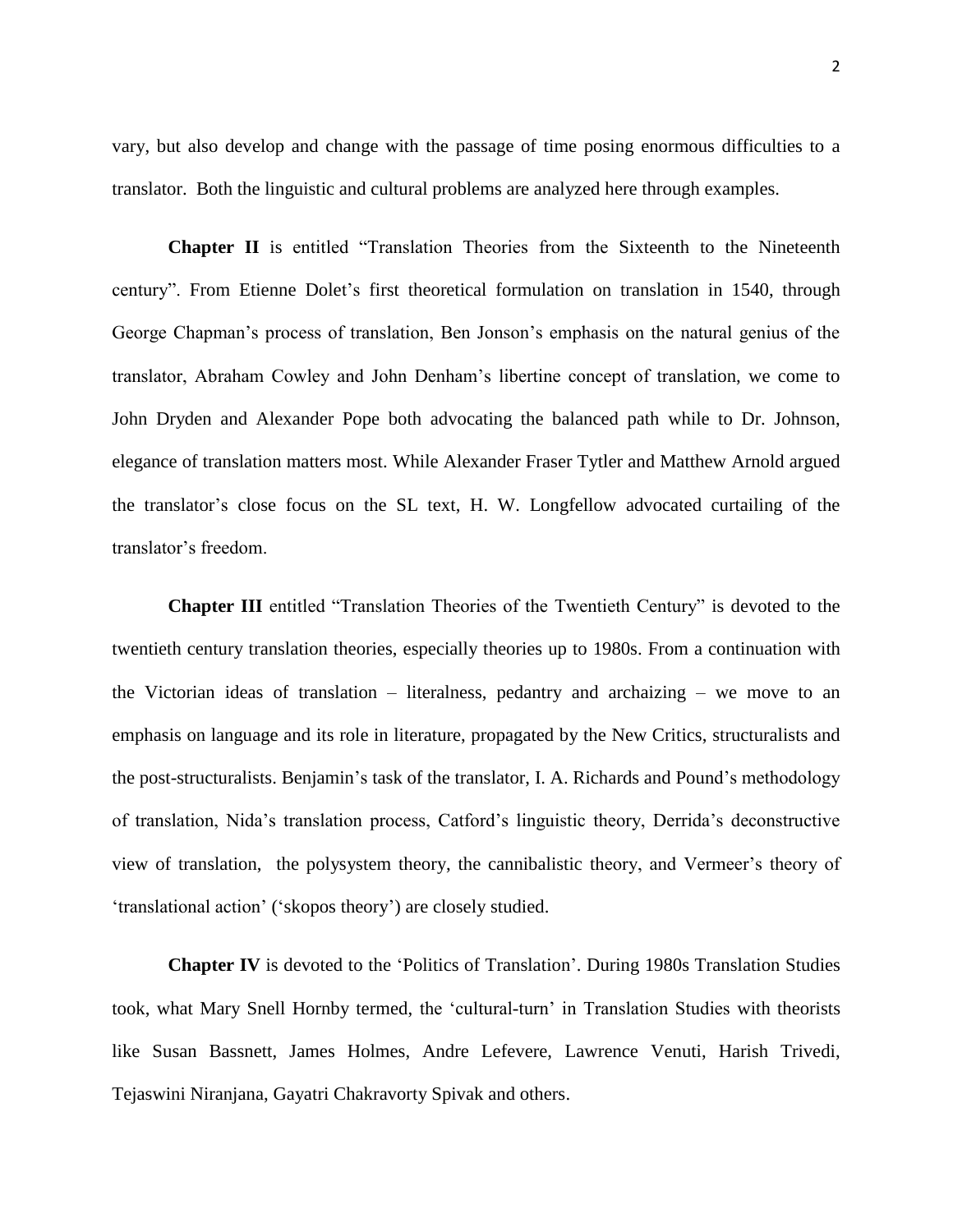vary, but also develop and change with the passage of time posing enormous difficulties to a translator. Both the linguistic and cultural problems are analyzed here through examples.

**Chapter II** is entitled "Translation Theories from the Sixteenth to the Nineteenth century". From Etienne Dolet's first theoretical formulation on translation in 1540, through George Chapman's process of translation, Ben Jonson's emphasis on the natural genius of the translator, Abraham Cowley and John Denham's libertine concept of translation, we come to John Dryden and Alexander Pope both advocating the balanced path while to Dr. Johnson, elegance of translation matters most. While Alexander Fraser Tytler and Matthew Arnold argued the translator's close focus on the SL text, H. W. Longfellow advocated curtailing of the translator's freedom.

**Chapter III** entitled "Translation Theories of the Twentieth Century" is devoted to the twentieth century translation theories, especially theories up to 1980s. From a continuation with the Victorian ideas of translation – literalness, pedantry and archaizing – we move to an emphasis on language and its role in literature, propagated by the New Critics, structuralists and the post-structuralists. Benjamin's task of the translator, I. A. Richards and Pound's methodology of translation, Nida's translation process, Catford's linguistic theory, Derrida's deconstructive view of translation, the polysystem theory, the cannibalistic theory, and Vermeer's theory of 'translational action' ('skopos theory') are closely studied.

**Chapter IV** is devoted to the 'Politics of Translation'. During 1980s Translation Studies took, what Mary Snell Hornby termed, the 'cultural-turn' in Translation Studies with theorists like Susan Bassnett, James Holmes, Andre Lefevere, Lawrence Venuti, Harish Trivedi, Tejaswini Niranjana, Gayatri Chakravorty Spivak and others.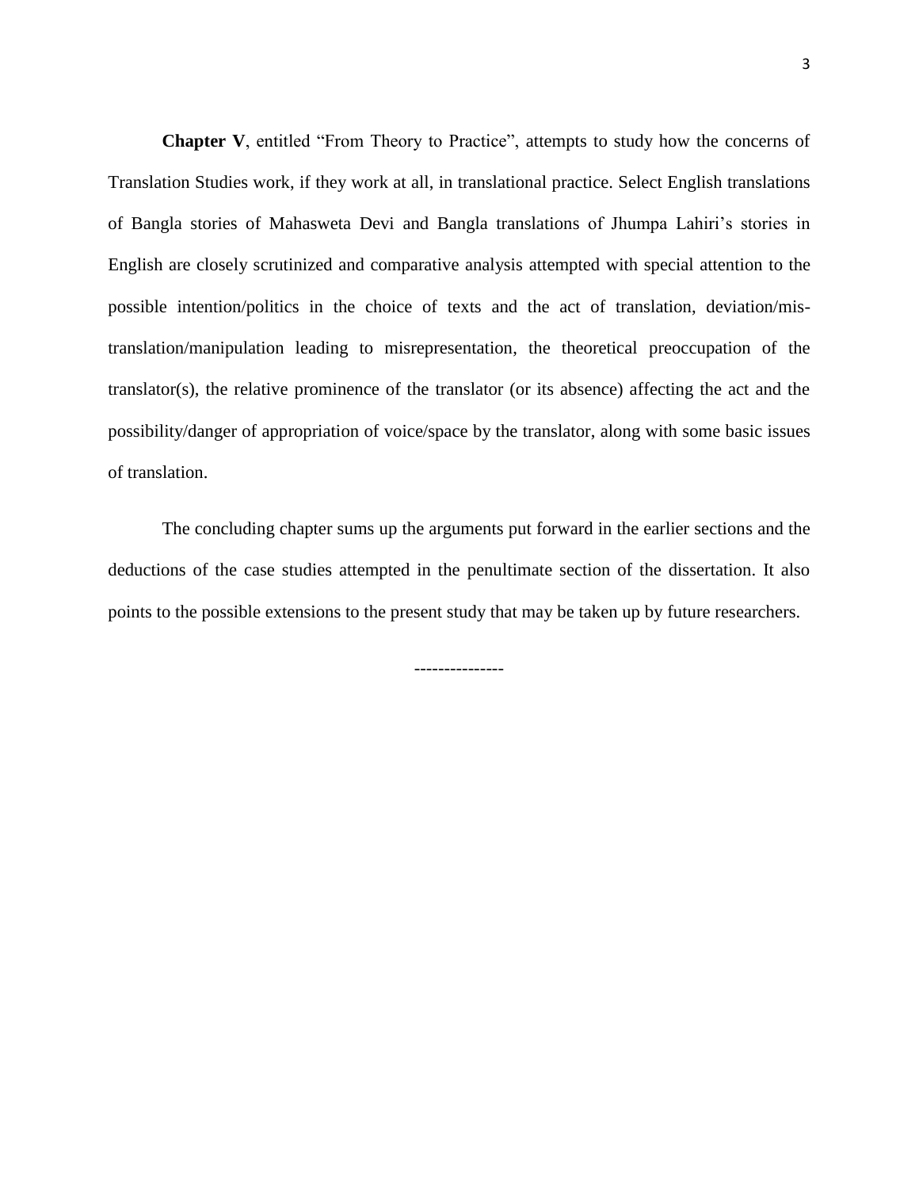**Chapter V**, entitled "From Theory to Practice", attempts to study how the concerns of Translation Studies work, if they work at all, in translational practice. Select English translations of Bangla stories of Mahasweta Devi and Bangla translations of Jhumpa Lahiri's stories in English are closely scrutinized and comparative analysis attempted with special attention to the possible intention/politics in the choice of texts and the act of translation, deviation/mis-translation/manipulation leading to misrepresentation, the theoretical preoccupation of the translator(s), the relative prominence of the translator (or its absence) affecting the act and the possibility/danger of appropriation of voice/space by the translator, along with some basic issues of translation.

The concluding chapter sums up the arguments put forward in the earlier sections and the deductions of the case studies attempted in the penultimate section of the dissertation. It also points to the possible extensions to the present study that may be taken up by future researchers.

---------------